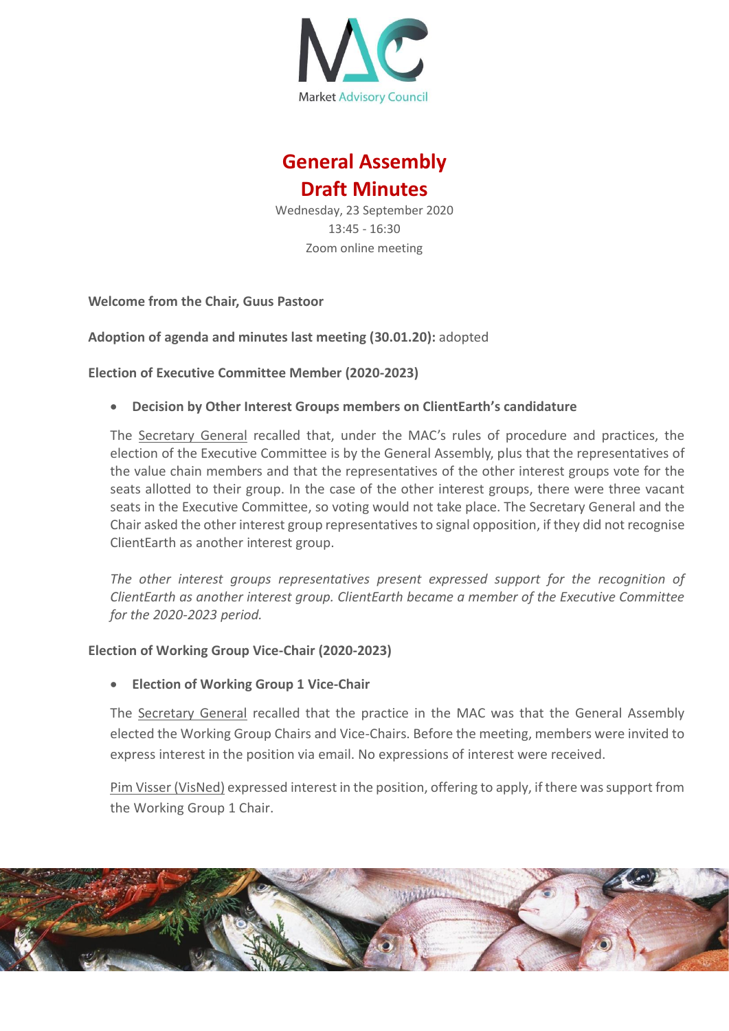Market Advisory Council

# General Assembly
# Draft Minutes

Wednesday, 23 September 2020
13:45 - 16:30
Zoom online meeting

**Welcome from the Chair, Guus Pastoor**

**Adoption of agenda and minutes last meeting (30.01.20):** adopted

**Election of Executive Committee Member (2020-2023)**

- **Decision by Other Interest Groups members on ClientEarth's candidature**

The Secretary General recalled that, under the MAC's rules of procedure and practices, the election of the Executive Committee is by the General Assembly, plus that the representatives of the value chain members and that the representatives of the other interest groups vote for the seats allotted to their group. In the case of the other interest groups, there were three vacant seats in the Executive Committee, so voting would not take place. The Secretary General and the Chair asked the other interest group representatives to signal opposition, if they did not recognise ClientEarth as another interest group.

*The other interest groups representatives present expressed support for the recognition of ClientEarth as another interest group. ClientEarth became a member of the Executive Committee for the 2020-2023 period.*

**Election of Working Group Vice-Chair (2020-2023)**

- **Election of Working Group 1 Vice-Chair**

The Secretary General recalled that the practice in the MAC was that the General Assembly elected the Working Group Chairs and Vice-Chairs. Before the meeting, members were invited to express interest in the position via email. No expressions of interest were received.

Pim Visser (VisNed) expressed interest in the position, offering to apply, if there was support from the Working Group 1 Chair.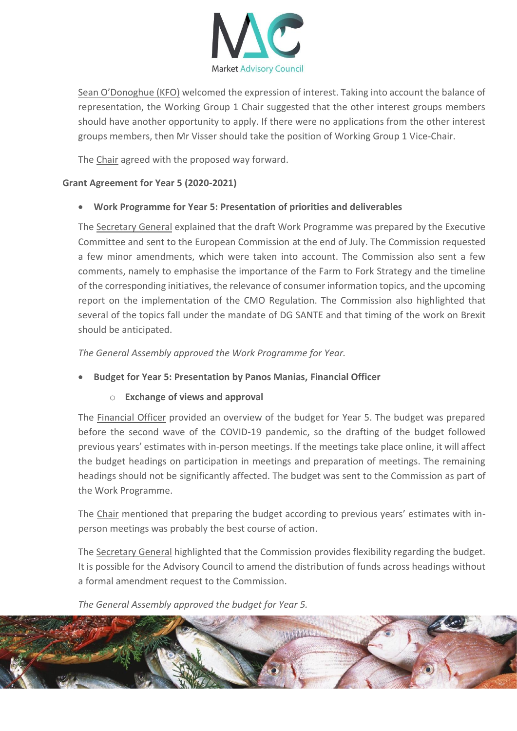Sean O'Donoghue (KFO) welcomed the expression of interest. Taking into account the balance of representation, the Working Group 1 Chair suggested that the other interest groups members should have another opportunity to apply. If there were no applications from the other interest groups members, then Mr Visser should take the position of Working Group 1 Vice-Chair.

The Chair agreed with the proposed way forward.

**Grant Agreement for Year 5 (2020-2021)**

- **Work Programme for Year 5: Presentation of priorities and deliverables**

The Secretary General explained that the draft Work Programme was prepared by the Executive Committee and sent to the European Commission at the end of July. The Commission requested a few minor amendments, which were taken into account. The Commission also sent a few comments, namely to emphasise the importance of the Farm to Fork Strategy and the timeline of the corresponding initiatives, the relevance of consumer information topics, and the upcoming report on the implementation of the CMO Regulation. The Commission also highlighted that several of the topics fall under the mandate of DG SANTE and that timing of the work on Brexit should be anticipated.

*The General Assembly approved the Work Programme for Year.*

- **Budget for Year 5: Presentation by Panos Manias, Financial Officer**
  - **Exchange of views and approval**

The Financial Officer provided an overview of the budget for Year 5. The budget was prepared before the second wave of the COVID-19 pandemic, so the drafting of the budget followed previous years' estimates with in-person meetings. If the meetings take place online, it will affect the budget headings on participation in meetings and preparation of meetings. The remaining headings should not be significantly affected. The budget was sent to the Commission as part of the Work Programme.

The Chair mentioned that preparing the budget according to previous years' estimates with in-person meetings was probably the best course of action.

The Secretary General highlighted that the Commission provides flexibility regarding the budget. It is possible for the Advisory Council to amend the distribution of funds across headings without a formal amendment request to the Commission.

*The General Assembly approved the budget for Year 5.*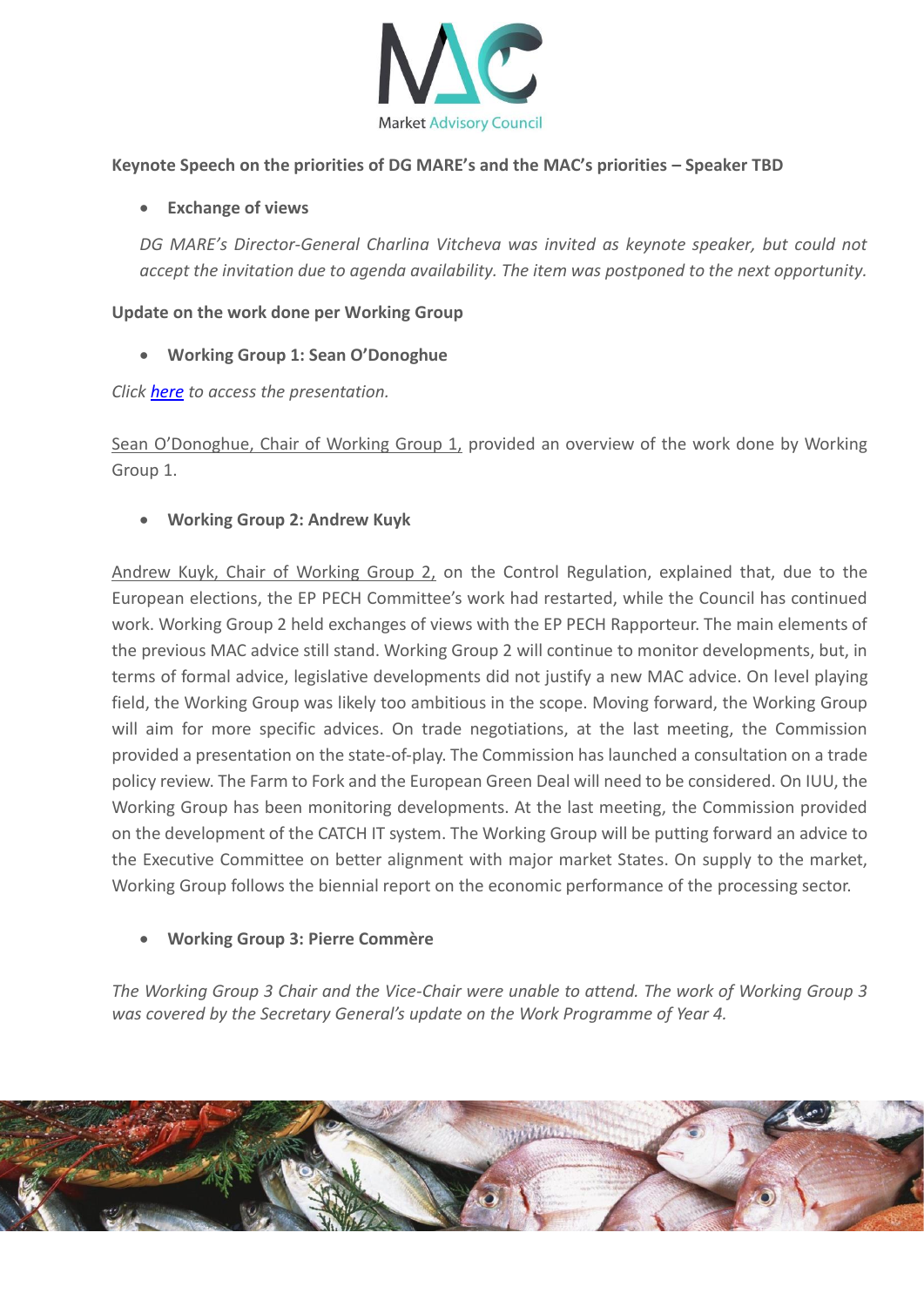**Keynote Speech on the priorities of DG MARE's and the MAC's priorities – Speaker TBD**

- **Exchange of views**

*DG MARE's Director-General Charlina Vitcheva was invited as keynote speaker, but could not accept the invitation due to agenda availability. The item was postponed to the next opportunity.*

**Update on the work done per Working Group**

- **Working Group 1: Sean O'Donoghue**

*Click here to access the presentation.*

Sean O'Donoghue, Chair of Working Group 1, provided an overview of the work done by Working Group 1.

- **Working Group 2: Andrew Kuyk**

Andrew Kuyk, Chair of Working Group 2, on the Control Regulation, explained that, due to the European elections, the EP PECH Committee's work had restarted, while the Council has continued work. Working Group 2 held exchanges of views with the EP PECH Rapporteur. The main elements of the previous MAC advice still stand. Working Group 2 will continue to monitor developments, but, in terms of formal advice, legislative developments did not justify a new MAC advice. On level playing field, the Working Group was likely too ambitious in the scope. Moving forward, the Working Group will aim for more specific advices. On trade negotiations, at the last meeting, the Commission provided a presentation on the state-of-play. The Commission has launched a consultation on a trade policy review. The Farm to Fork and the European Green Deal will need to be considered. On IUU, the Working Group has been monitoring developments. At the last meeting, the Commission provided on the development of the CATCH IT system. The Working Group will be putting forward an advice to the Executive Committee on better alignment with major market States. On supply to the market, Working Group follows the biennial report on the economic performance of the processing sector.

- **Working Group 3: Pierre Commère**

*The Working Group 3 Chair and the Vice-Chair were unable to attend. The work of Working Group 3 was covered by the Secretary General's update on the Work Programme of Year 4.*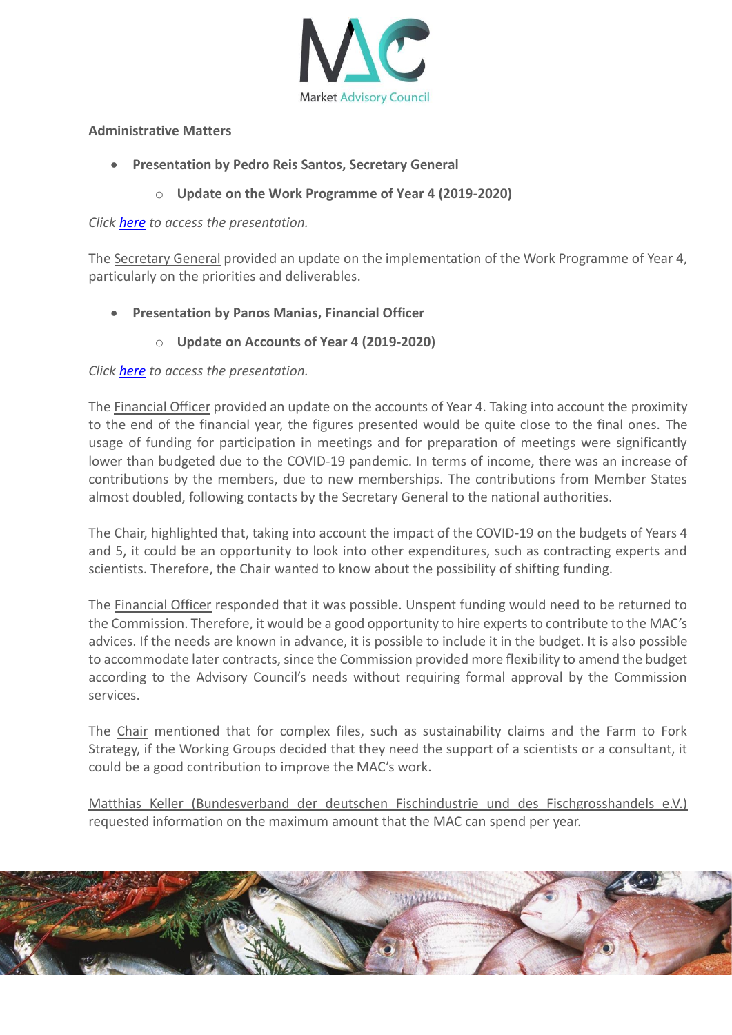**Administrative Matters**

- **Presentation by Pedro Reis Santos, Secretary General**
  - **Update on the Work Programme of Year 4 (2019-2020)**

*Click here to access the presentation.*

The Secretary General provided an update on the implementation of the Work Programme of Year 4, particularly on the priorities and deliverables.

- **Presentation by Panos Manias, Financial Officer**
  - **Update on Accounts of Year 4 (2019-2020)**

*Click here to access the presentation.*

The Financial Officer provided an update on the accounts of Year 4. Taking into account the proximity to the end of the financial year, the figures presented would be quite close to the final ones. The usage of funding for participation in meetings and for preparation of meetings were significantly lower than budgeted due to the COVID-19 pandemic. In terms of income, there was an increase of contributions by the members, due to new memberships. The contributions from Member States almost doubled, following contacts by the Secretary General to the national authorities.

The Chair, highlighted that, taking into account the impact of the COVID-19 on the budgets of Years 4 and 5, it could be an opportunity to look into other expenditures, such as contracting experts and scientists. Therefore, the Chair wanted to know about the possibility of shifting funding.

The Financial Officer responded that it was possible. Unspent funding would need to be returned to the Commission. Therefore, it would be a good opportunity to hire experts to contribute to the MAC's advices. If the needs are known in advance, it is possible to include it in the budget. It is also possible to accommodate later contracts, since the Commission provided more flexibility to amend the budget according to the Advisory Council's needs without requiring formal approval by the Commission services.

The Chair mentioned that for complex files, such as sustainability claims and the Farm to Fork Strategy, if the Working Groups decided that they need the support of a scientists or a consultant, it could be a good contribution to improve the MAC's work.

Matthias Keller (Bundesverband der deutschen Fischindustrie und des Fischgrosshandels e.V.) requested information on the maximum amount that the MAC can spend per year.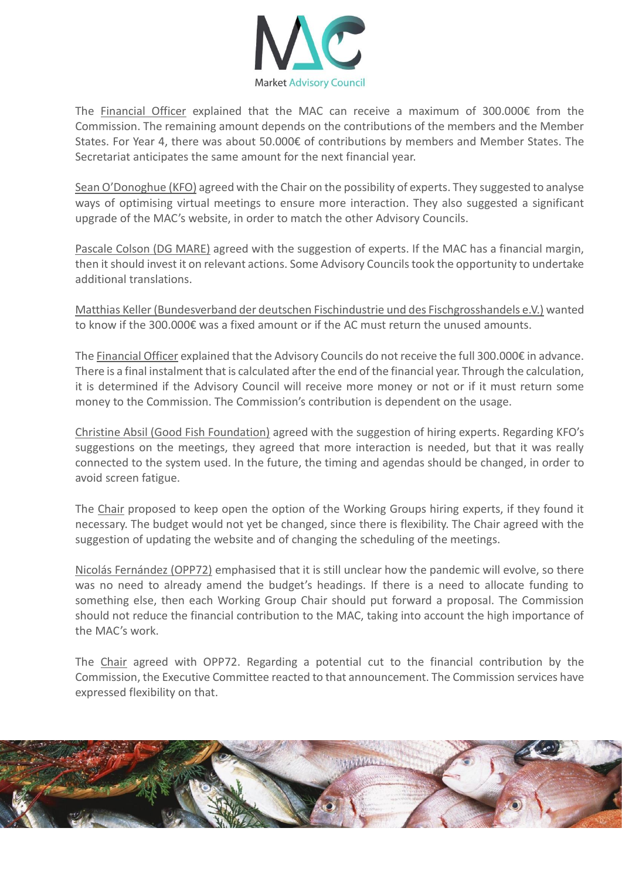The Financial Officer explained that the MAC can receive a maximum of 300.000€ from the Commission. The remaining amount depends on the contributions of the members and the Member States. For Year 4, there was about 50.000€ of contributions by members and Member States. The Secretariat anticipates the same amount for the next financial year.

Sean O'Donoghue (KFO) agreed with the Chair on the possibility of experts. They suggested to analyse ways of optimising virtual meetings to ensure more interaction. They also suggested a significant upgrade of the MAC's website, in order to match the other Advisory Councils.

Pascale Colson (DG MARE) agreed with the suggestion of experts. If the MAC has a financial margin, then it should invest it on relevant actions. Some Advisory Councils took the opportunity to undertake additional translations.

Matthias Keller (Bundesverband der deutschen Fischindustrie und des Fischgrosshandels e.V.) wanted to know if the 300.000€ was a fixed amount or if the AC must return the unused amounts.

The Financial Officer explained that the Advisory Councils do not receive the full 300.000€ in advance. There is a final instalment that is calculated after the end of the financial year. Through the calculation, it is determined if the Advisory Council will receive more money or not or if it must return some money to the Commission. The Commission's contribution is dependent on the usage.

Christine Absil (Good Fish Foundation) agreed with the suggestion of hiring experts. Regarding KFO's suggestions on the meetings, they agreed that more interaction is needed, but that it was really connected to the system used. In the future, the timing and agendas should be changed, in order to avoid screen fatigue.

The Chair proposed to keep open the option of the Working Groups hiring experts, if they found it necessary. The budget would not yet be changed, since there is flexibility. The Chair agreed with the suggestion of updating the website and of changing the scheduling of the meetings.

Nicolás Fernández (OPP72) emphasised that it is still unclear how the pandemic will evolve, so there was no need to already amend the budget's headings. If there is a need to allocate funding to something else, then each Working Group Chair should put forward a proposal. The Commission should not reduce the financial contribution to the MAC, taking into account the high importance of the MAC's work.

The Chair agreed with OPP72. Regarding a potential cut to the financial contribution by the Commission, the Executive Committee reacted to that announcement. The Commission services have expressed flexibility on that.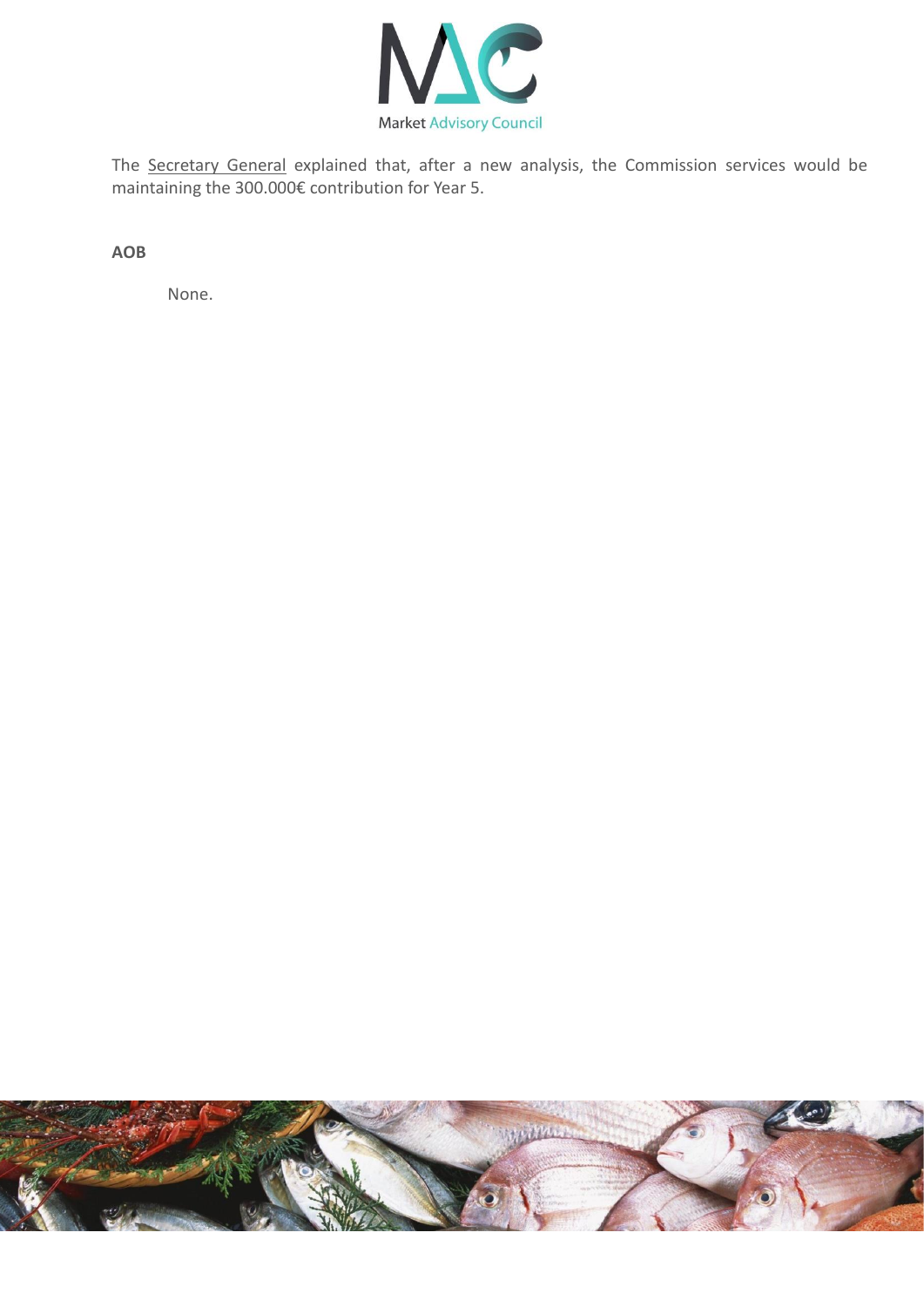The Secretary General explained that, after a new analysis, the Commission services would be maintaining the 300.000€ contribution for Year 5.

**AOB**

None.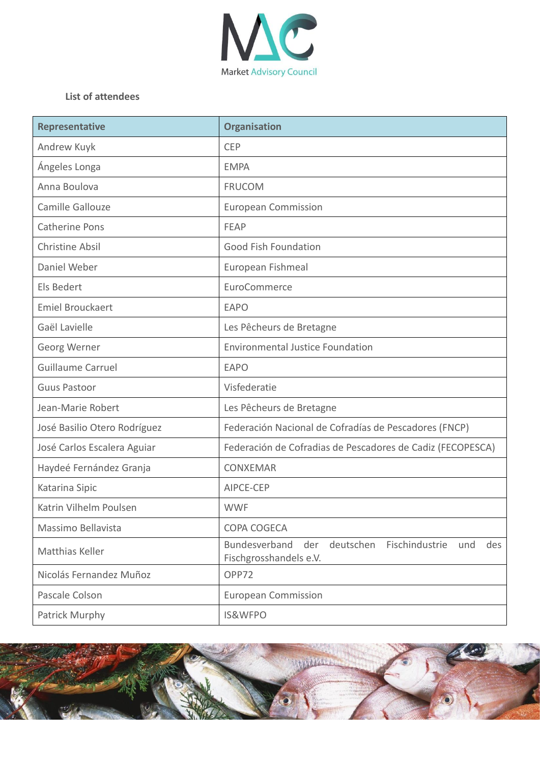**List of attendees**

| Representative | Organisation |
| --- | --- |
| Andrew Kuyk | CEP |
| Ángeles Longa | EMPA |
| Anna Boulova | FRUCOM |
| Camille Gallouze | European Commission |
| Catherine Pons | FEAP |
| Christine Absil | Good Fish Foundation |
| Daniel Weber | European Fishmeal |
| Els Bedert | EuroCommerce |
| Emiel Brouckaert | EAPO |
| Gaël Lavielle | Les Pêcheurs de Bretagne |
| Georg Werner | Environmental Justice Foundation |
| Guillaume Carruel | EAPO |
| Guus Pastoor | Visfederatie |
| Jean-Marie Robert | Les Pêcheurs de Bretagne |
| José Basilio Otero Rodríguez | Federación Nacional de Cofradías de Pescadores (FNCP) |
| José Carlos Escalera Aguiar | Federación de Cofradias de Pescadores de Cadiz (FECOPESCA) |
| Haydeé Fernández Granja | CONXEMAR |
| Katarina Sipic | AIPCE-CEP |
| Katrin Vilhelm Poulsen | WWF |
| Massimo Bellavista | COPA COGECA |
| Matthias Keller | Bundesverband der deutschen Fischindustrie und des Fischgrosshandels e.V. |
| Nicolás Fernandez Muñoz | OPP72 |
| Pascale Colson | European Commission |
| Patrick Murphy | IS&WFPO |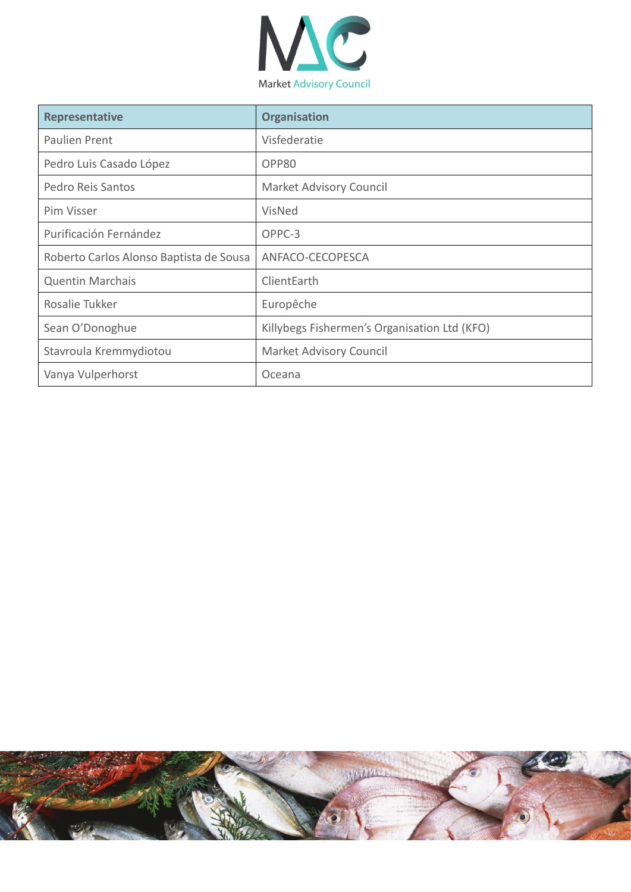| Representative | Organisation |
| --- | --- |
| Paulien Prent | Visfederatie |
| Pedro Luis Casado López | OPP80 |
| Pedro Reis Santos | Market Advisory Council |
| Pim Visser | VisNed |
| Purificación Fernández | OPPC-3 |
| Roberto Carlos Alonso Baptista de Sousa | ANFACO-CECOPESCA |
| Quentin Marchais | ClientEarth |
| Rosalie Tukker | Europêche |
| Sean O'Donoghue | Killybegs Fishermen's Organisation Ltd (KFO) |
| Stavroula Kremmydiotou | Market Advisory Council |
| Vanya Vulperhorst | Oceana |